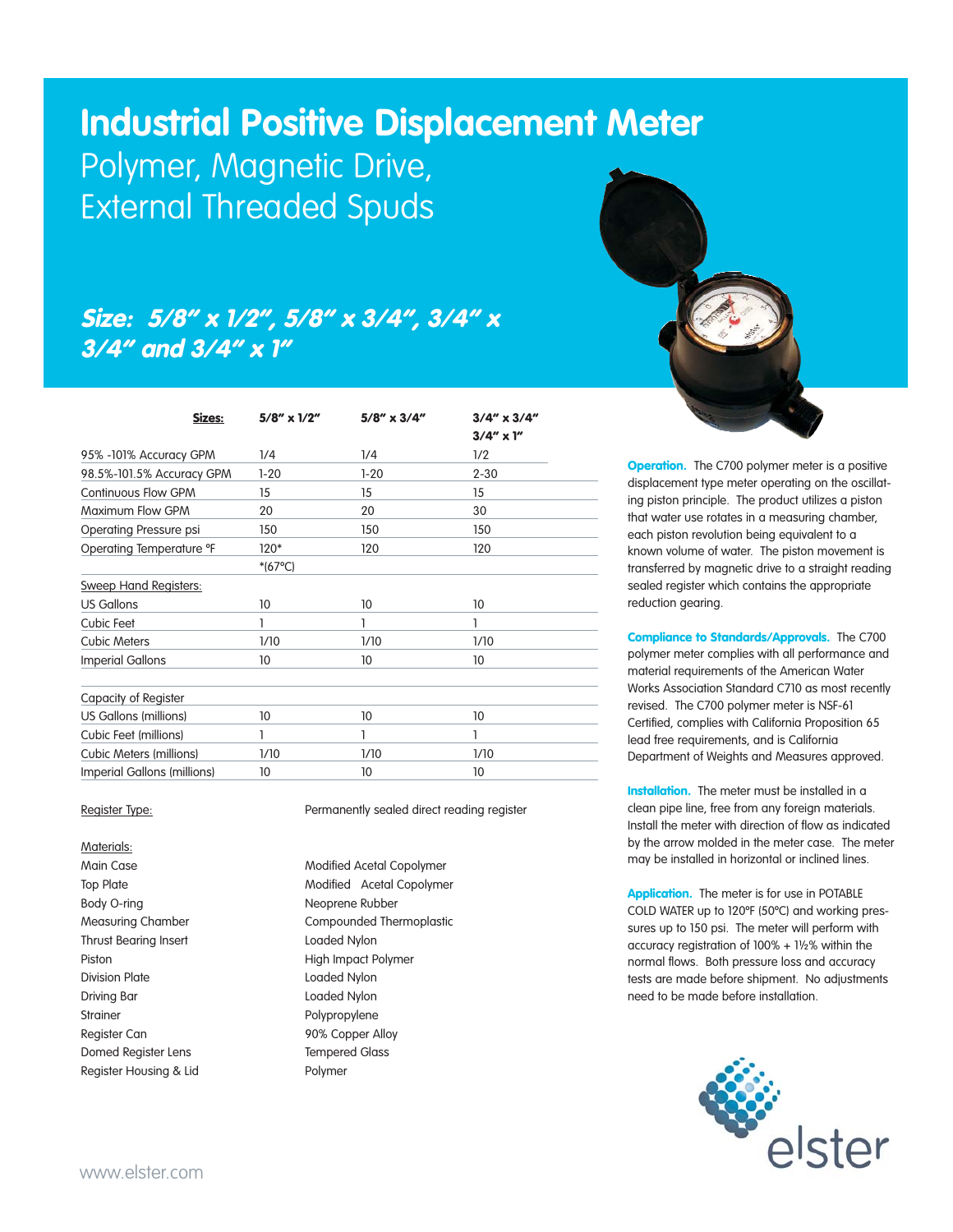# Industrial Positive Displacement Meter

## Polymer, Magnetic Drive, External Threaded Spuds

### *Size: 5/8" x 1/2", 5/8" x 3/4", 3/4" x 3/4" and 3/4" x 1"*

| Sizes: | 5/8" x 1/2" | 5/8" x 3/4" | 3/4" x 3/4" 3/4" x 1" |
|---|---|---|---|
| 95% -101% Accuracy GPM | 1/4 | 1/4 | 1/2 |
| 98.5%-101.5% Accuracy GPM | 1-20 | 1-20 | 2-30 |
| Continuous Flow GPM | 15 | 15 | 15 |
| Maximum Flow GPM | 20 | 20 | 30 |
| Operating Pressure psi | 150 | 150 | 150 |
| Operating Temperature °F | 120* | 120 | 120 |
| | *(67°C) | | |
| Sweep Hand Registers: | | | |
| US Gallons | 10 | 10 | 10 |
| Cubic Feet | 1 | 1 | 1 |
| Cubic Meters | 1/10 | 1/10 | 1/10 |
| Imperial Gallons | 10 | 10 | 10 |
| Capacity of Register | | | |
| US Gallons (millions) | 10 | 10 | 10 |
| Cubic Feet (millions) | 1 | 1 | 1 |
| Cubic Meters (millions) | 1/10 | 1/10 | 1/10 |
| Imperial Gallons (millions) | 10 | 10 | 10 |

Register Type: Permanently sealed direct reading register

| Materials: | |
|---|---|
| Main Case | Modified Acetal Copolymer |
| Top Plate | Modified Acetal Copolymer |
| Body O-ring | Neoprene Rubber |
| Measuring Chamber | Compounded Thermoplastic |
| Thrust Bearing Insert | Loaded Nylon |
| Piston | High Impact Polymer |
| Division Plate | Loaded Nylon |
| Driving Bar | Loaded Nylon |
| Strainer | Polypropylene |
| Register Can | 90% Copper Alloy |
| Domed Register Lens | Tempered Glass |
| Register Housing & Lid | Polymer |

**Operation.** The C700 polymer meter is a positive displacement type meter operating on the oscillating piston principle. The product utilizes a piston that water use rotates in a measuring chamber, each piston revolution being equivalent to a known volume of water. The piston movement is transferred by magnetic drive to a straight reading sealed register which contains the appropriate reduction gearing.

**Compliance to Standards/Approvals.** The C700 polymer meter complies with all performance and material requirements of the American Water Works Association Standard C710 as most recently revised. The C700 polymer meter is NSF-61 Certified, complies with California Proposition 65 lead free requirements, and is California Department of Weights and Measures approved.

**Installation.** The meter must be installed in a clean pipe line, free from any foreign materials. Install the meter with direction of flow as indicated by the arrow molded in the meter case. The meter may be installed in horizontal or inclined lines.

**Application.** The meter is for use in POTABLE COLD WATER up to 120°F (50°C) and working pressures up to 150 psi. The meter will perform with accuracy registration of 100% + 1½% within the normal flows. Both pressure loss and accuracy tests are made before shipment. No adjustments need to be made before installation.

elster

www.elster.com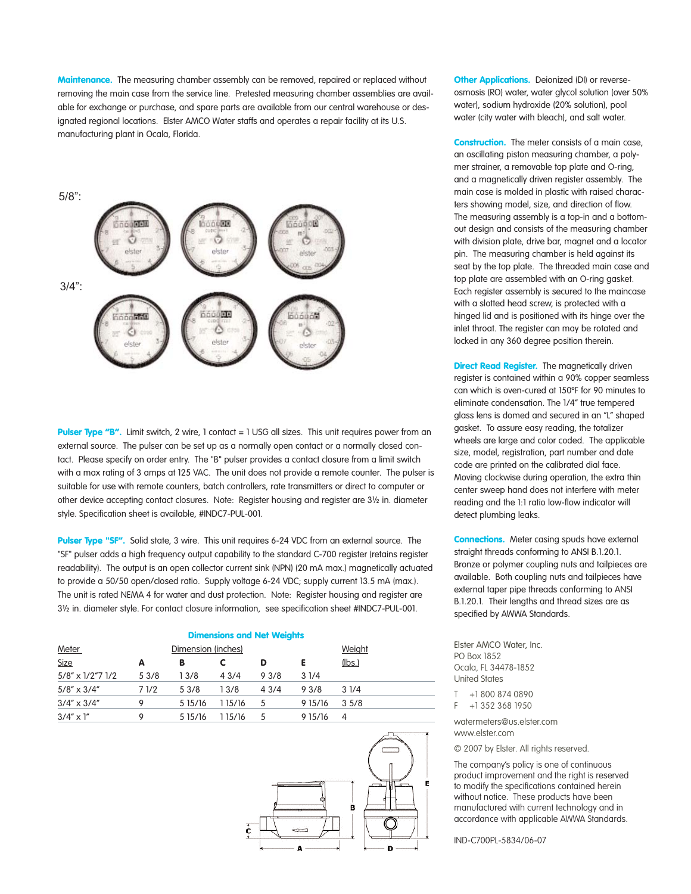**Maintenance.** The measuring chamber assembly can be removed, repaired or replaced without removing the main case from the service line. Pretested measuring chamber assemblies are available for exchange or purchase, and spare parts are available from our central warehouse or designated regional locations. Elster AMCO Water staffs and operates a repair facility at its U.S. manufacturing plant in Ocala, Florida.

5/8":

3/4":

**Pulser Type "B".** Limit switch, 2 wire, 1 contact = 1 USG all sizes. This unit requires power from an external source. The pulser can be set up as a normally open contact or a normally closed contact. Please specify on order entry. The "B" pulser provides a contact closure from a limit switch with a max rating of 3 amps at 125 VAC. The unit does not provide a remote counter. The pulser is suitable for use with remote counters, batch controllers, rate transmitters or direct to computer or other device accepting contact closures. Note: Register housing and register are 3½ in. diameter style. Specification sheet is available, #INDC7-PUL-001.

**Pulser Type "SF".** Solid state, 3 wire. This unit requires 6-24 VDC from an external source. The "SF" pulser adds a high frequency output capability to the standard C-700 register (retains register readability). The output is an open collector current sink (NPN) (20 mA max.) magnetically actuated to provide a 50/50 open/closed ratio. Supply voltage 6-24 VDC; supply current 13.5 mA (max.). The unit is rated NEMA 4 for water and dust protection. Note: Register housing and register are 3½ in. diameter style. For contact closure information, see specification sheet #INDC7-PUL-001.

**Dimensions and Net Weights**

| Meter | Dimension (inches) | | | | | Weight |
|---|---|---|---|---|---|---|
| Size | A | B | C | D | E | (lbs.) |
| 5/8" x 1/2"7 1/2 | 5 3/8 | 1 3/8 | 4 3/4 | 9 3/8 | 3 1/4 | |
| 5/8" x 3/4" | 7 1/2 | 5 3/8 | 1 3/8 | 4 3/4 | 9 3/8 | 3 1/4 |
| 3/4" x 3/4" | 9 | 5 15/16 | 1 15/16 | 5 | 9 15/16 | 3 5/8 |
| 3/4" x 1" | 9 | 5 15/16 | 1 15/16 | 5 | 9 15/16 | 4 |

**Other Applications.** Deionized (DI) or reverse-osmosis (RO) water, water glycol solution (over 50% water), sodium hydroxide (20% solution), pool water (city water with bleach), and salt water.

**Construction.** The meter consists of a main case, an oscillating piston measuring chamber, a polymer strainer, a removable top plate and O-ring, and a magnetically driven register assembly. The main case is molded in plastic with raised characters showing model, size, and direction of flow. The measuring assembly is a top-in and a bottom-out design and consists of the measuring chamber with division plate, drive bar, magnet and a locator pin. The measuring chamber is held against its seat by the top plate. The threaded main case and top plate are assembled with an O-ring gasket. Each register assembly is secured to the maincase with a slotted head screw, is protected with a hinged lid and is positioned with its hinge over the inlet throat. The register can may be rotated and locked in any 360 degree position therein.

**Direct Read Register.** The magnetically driven register is contained within a 90% copper seamless can which is oven-cured at 150°F for 90 minutes to eliminate condensation. The 1/4" true tempered glass lens is domed and secured in an "L" shaped gasket. To assure easy reading, the totalizer wheels are large and color coded. The applicable size, model, registration, part number and date code are printed on the calibrated dial face. Moving clockwise during operation, the extra thin center sweep hand does not interfere with meter reading and the 1:1 ratio low-flow indicator will detect plumbing leaks.

**Connections.** Meter casing spuds have external straight threads conforming to ANSI B.1.20.1. Bronze or polymer coupling nuts and tailpieces are available. Both coupling nuts and tailpieces have external taper pipe threads conforming to ANSI B.1.20.1. Their lengths and thread sizes are as specified by AWWA Standards.

Elster AMCO Water, Inc.
PO Box 1852
Ocala, FL 34478-1852
United States

T +1 800 874 0890
F +1 352 368 1950

watermeters@us.elster.com
www.elster.com

© 2007 by Elster. All rights reserved.

The company's policy is one of continuous product improvement and the right is reserved to modify the specifications contained herein without notice. These products have been manufactured with current technology and in accordance with applicable AWWA Standards.

IND-C700PL-5834/06-07